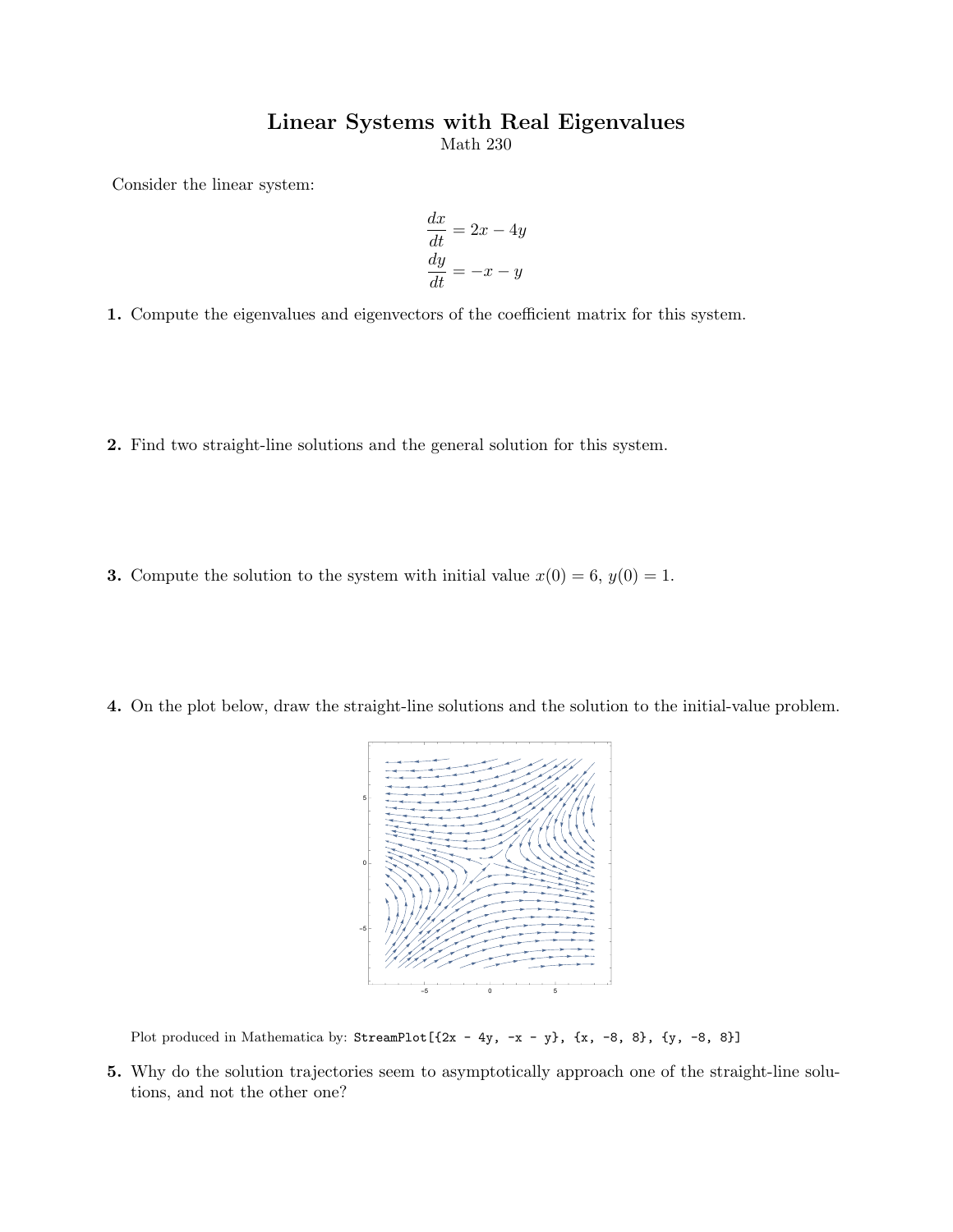# Linear Systems with Real Eigenvalues

Math 230

Consider the linear system:

$$\frac{dx}{dt} = 2x - 4y$$
$$\frac{dy}{dt} = -x - y$$

**1.** Compute the eigenvalues and eigenvectors of the coefficient matrix for this system.

**2.** Find two straight-line solutions and the general solution for this system.

**3.** Compute the solution to the system with initial value $x(0) = 6$, $y(0) = 1$.

**4.** On the plot below, draw the straight-line solutions and the solution to the initial-value problem.

Plot produced in Mathematica by: `StreamPlot[{2x - 4y, -x - y}, {x, -8, 8}, {y, -8, 8}]`

**5.** Why do the solution trajectories seem to asymptotically approach one of the straight-line solutions, and not the other one?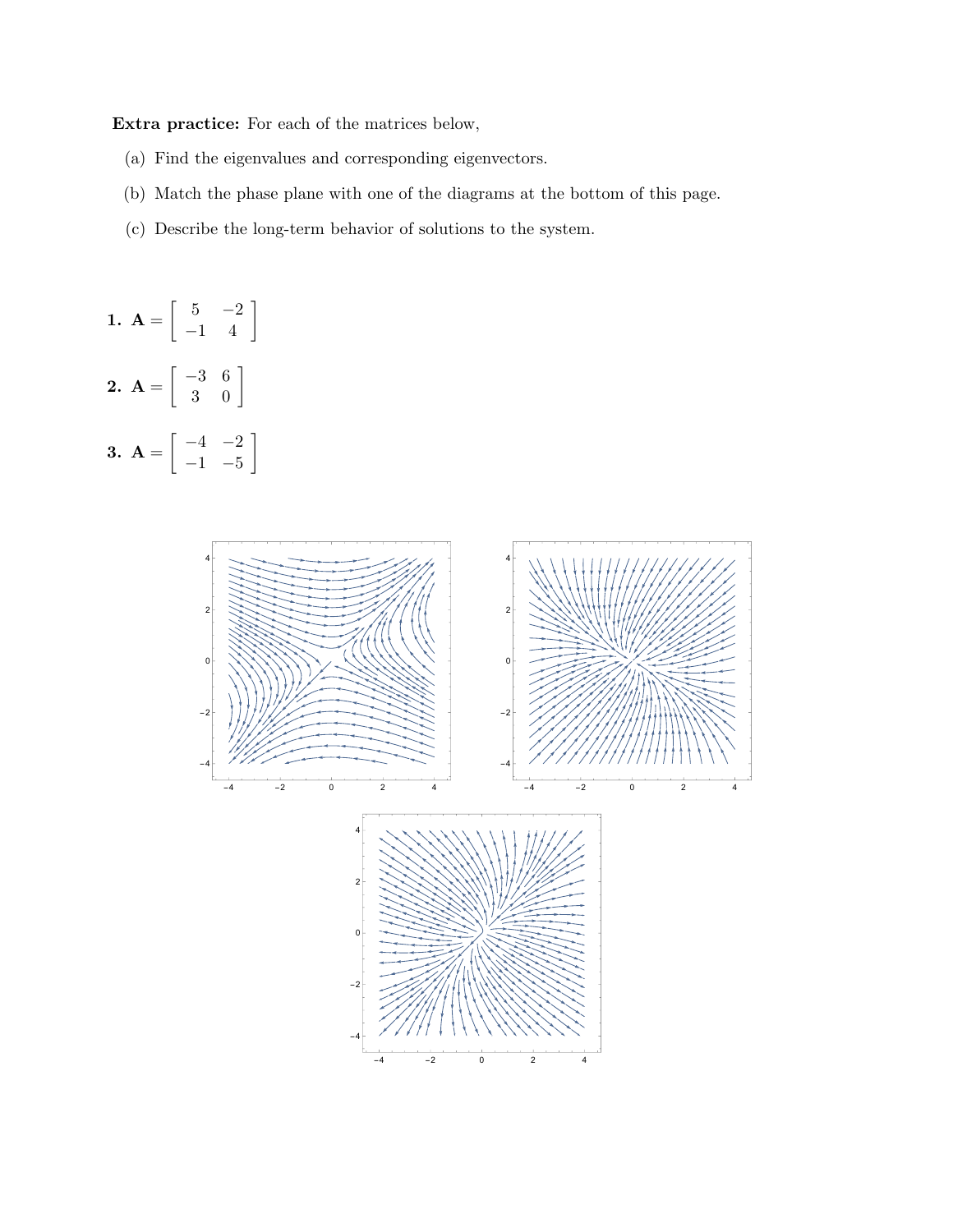**Extra practice:** For each of the matrices below,

(a) Find the eigenvalues and corresponding eigenvectors.

(b) Match the phase plane with one of the diagrams at the bottom of this page.

(c) Describe the long-term behavior of solutions to the system.

**1.** $\mathbf{A} = \begin{bmatrix} 5 & -2 \\ -1 & 4 \end{bmatrix}$

**2.** $\mathbf{A} = \begin{bmatrix} -3 & 6 \\ 3 & 0 \end{bmatrix}$

**3.** $\mathbf{A} = \begin{bmatrix} -4 & -2 \\ -1 & -5 \end{bmatrix}$

4
2
0
−2
−4
−4 −2 0 2 4

4
2
0
−2
−4
−4 −2 0 2 4

4
2
0
−2
−4
−4 −2 0 2 4